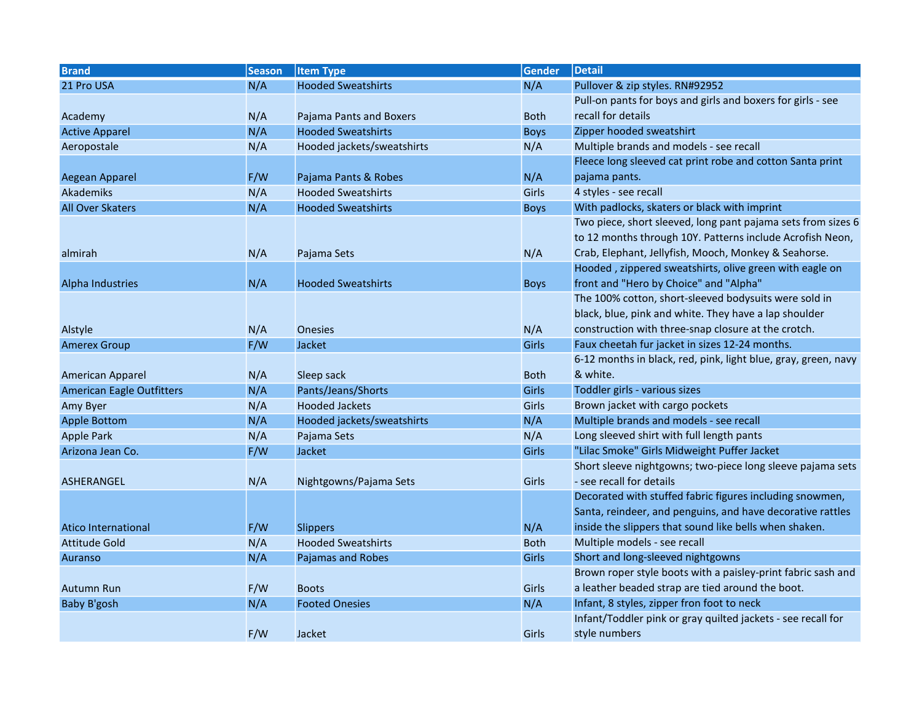| Brand | Season | Item Type | Gender | Detail |
|---|---|---|---|---|
| 21 Pro USA | N/A | Hooded Sweatshirts | N/A | Pullover & zip styles. RN#92952 |
| Academy | N/A | Pajama Pants and Boxers | Both | Pull-on pants for boys and girls and boxers for girls - see recall for details |
| Active Apparel | N/A | Hooded Sweatshirts | Boys | Zipper hooded sweatshirt |
| Aeropostale | N/A | Hooded jackets/sweatshirts | N/A | Multiple brands and models - see recall |
| Aegean Apparel | F/W | Pajama Pants & Robes | N/A | Fleece long sleeved cat print robe and cotton Santa print pajama pants. |
| Akademiks | N/A | Hooded Sweatshirts | Girls | 4 styles - see recall |
| All Over Skaters | N/A | Hooded Sweatshirts | Boys | With padlocks, skaters or black with imprint |
| almirah | N/A | Pajama Sets | N/A | Two piece, short sleeved, long pant pajama sets from sizes 6 to 12 months through 10Y. Patterns include Acrofish Neon, Crab, Elephant, Jellyfish, Mooch, Monkey & Seahorse. |
| Alpha Industries | N/A | Hooded Sweatshirts | Boys | Hooded , zippered sweatshirts, olive green with eagle on front and "Hero by Choice" and "Alpha" |
| Alstyle | N/A | Onesies | N/A | The 100% cotton, short-sleeved bodysuits were sold in black, blue, pink and white. They have a lap shoulder construction with three-snap closure at the crotch. |
| Amerex Group | F/W | Jacket | Girls | Faux cheetah fur jacket in sizes 12-24 months. |
| American Apparel | N/A | Sleep sack | Both | 6-12 months in black, red, pink, light blue, gray, green, navy & white. |
| American Eagle Outfitters | N/A | Pants/Jeans/Shorts | Girls | Toddler girls - various sizes |
| Amy Byer | N/A | Hooded Jackets | Girls | Brown jacket with cargo pockets |
| Apple Bottom | N/A | Hooded jackets/sweatshirts | N/A | Multiple brands and models - see recall |
| Apple Park | N/A | Pajama Sets | N/A | Long sleeved shirt with full length pants |
| Arizona Jean Co. | F/W | Jacket | Girls | "Lilac Smoke" Girls Midweight Puffer Jacket |
| ASHERANGEL | N/A | Nightgowns/Pajama Sets | Girls | Short sleeve nightgowns; two-piece long sleeve pajama sets - see recall for details |
| Atico International | F/W | Slippers | N/A | Decorated with stuffed fabric figures including snowmen, Santa, reindeer, and penguins, and have decorative rattles inside the slippers that sound like bells when shaken. |
| Attitude Gold | N/A | Hooded Sweatshirts | Both | Multiple models - see recall |
| Auranso | N/A | Pajamas and Robes | Girls | Short and long-sleeved nightgowns |
| Autumn Run | F/W | Boots | Girls | Brown roper style boots with a paisley-print fabric sash and a leather beaded strap are tied around the boot. |
| Baby B'gosh | N/A | Footed Onesies | N/A | Infant, 8 styles, zipper fron foot to neck |
| | F/W | Jacket | Girls | Infant/Toddler pink or gray quilted jackets - see recall for style numbers |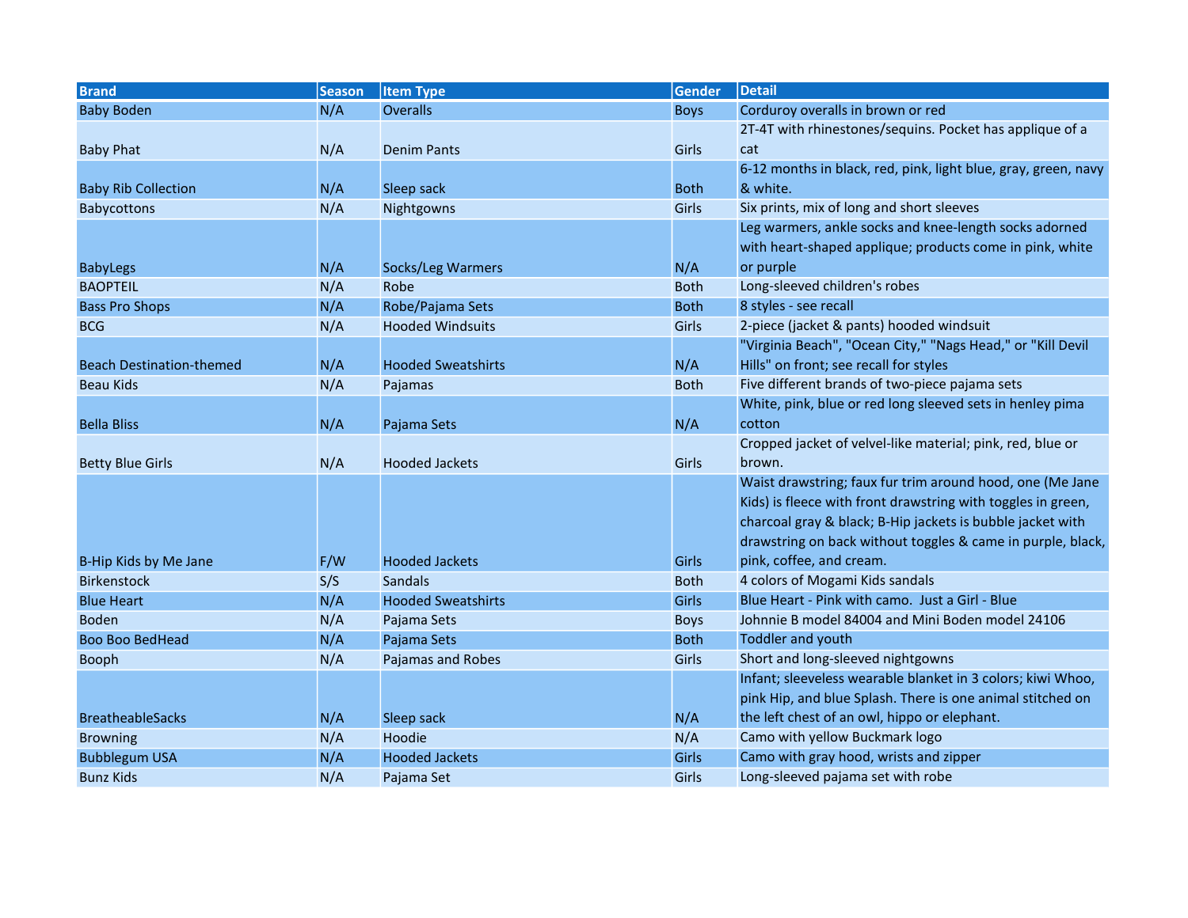| Brand | Season | Item Type | Gender | Detail |
|---|---|---|---|---|
| Baby Boden | N/A | Overalls | Boys | Corduroy overalls in brown or red |
| Baby Phat | N/A | Denim Pants | Girls | 2T-4T with rhinestones/sequins. Pocket has applique of a cat |
| Baby Rib Collection | N/A | Sleep sack | Both | 6-12 months in black, red, pink, light blue, gray, green, navy & white. |
| Babycottons | N/A | Nightgowns | Girls | Six prints, mix of long and short sleeves |
| BabyLegs | N/A | Socks/Leg Warmers | N/A | Leg warmers, ankle socks and knee-length socks adorned with heart-shaped applique; products come in pink, white or purple |
| BAOPTEIL | N/A | Robe | Both | Long-sleeved children's robes |
| Bass Pro Shops | N/A | Robe/Pajama Sets | Both | 8 styles - see recall |
| BCG | N/A | Hooded Windsuits | Girls | 2-piece (jacket & pants) hooded windsuit |
| Beach Destination-themed | N/A | Hooded Sweatshirts | N/A | "Virginia Beach", "Ocean City," "Nags Head," or "Kill Devil Hills" on front; see recall for styles |
| Beau Kids | N/A | Pajamas | Both | Five different brands of two-piece pajama sets |
| Bella Bliss | N/A | Pajama Sets | N/A | White, pink, blue or red long sleeved sets in henley pima cotton |
| Betty Blue Girls | N/A | Hooded Jackets | Girls | Cropped jacket of velvel-like material; pink, red, blue or brown. |
| B-Hip Kids by Me Jane | F/W | Hooded Jackets | Girls | Waist drawstring; faux fur trim around hood, one (Me Jane Kids) is fleece with front drawstring with toggles in green, charcoal gray & black; B-Hip jackets is bubble jacket with drawstring on back without toggles & came in purple, black, pink, coffee, and cream. |
| Birkenstock | S/S | Sandals | Both | 4 colors of Mogami Kids sandals |
| Blue Heart | N/A | Hooded Sweatshirts | Girls | Blue Heart - Pink with camo. Just a Girl - Blue |
| Boden | N/A | Pajama Sets | Boys | Johnnie B model 84004 and Mini Boden model 24106 |
| Boo Boo BedHead | N/A | Pajama Sets | Both | Toddler and youth |
| Booph | N/A | Pajamas and Robes | Girls | Short and long-sleeved nightgowns |
| BreatheableSacks | N/A | Sleep sack | N/A | Infant; sleeveless wearable blanket in 3 colors; kiwi Whoo, pink Hip, and blue Splash. There is one animal stitched on the left chest of an owl, hippo or elephant. |
| Browning | N/A | Hoodie | N/A | Camo with yellow Buckmark logo |
| Bubblegum USA | N/A | Hooded Jackets | Girls | Camo with gray hood, wrists and zipper |
| Bunz Kids | N/A | Pajama Set | Girls | Long-sleeved pajama set with robe |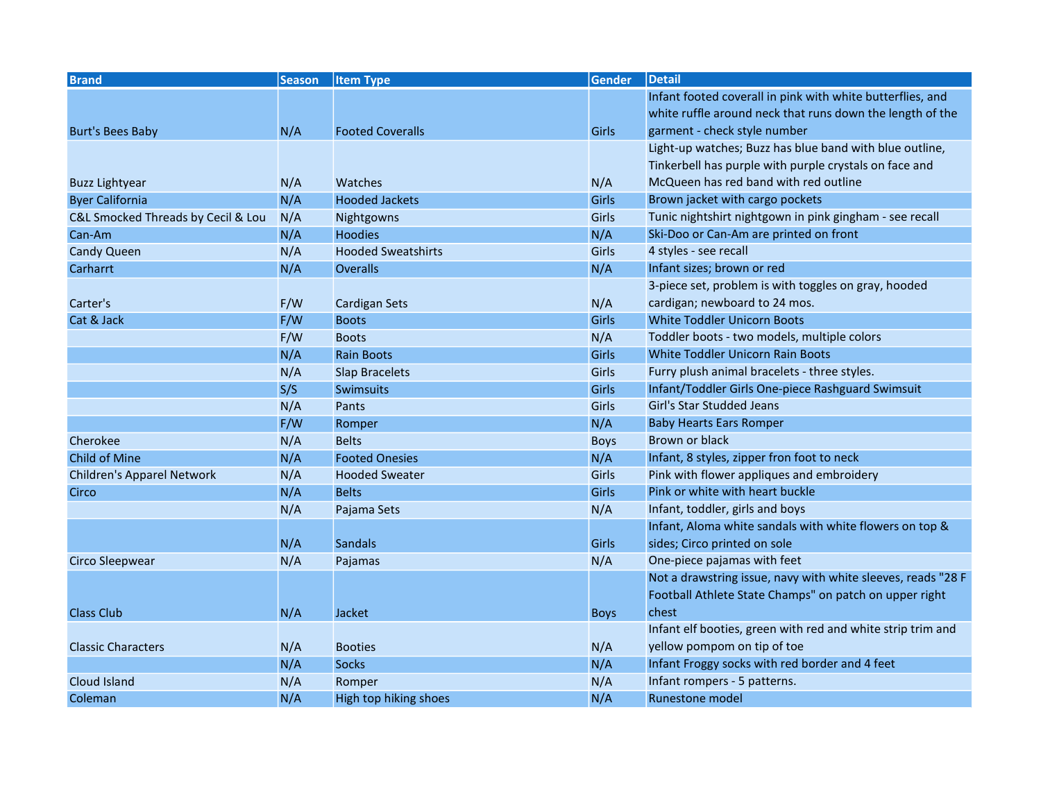| Brand | Season | Item Type | Gender | Detail |
|---|---|---|---|---|
| Burt's Bees Baby | N/A | Footed Coveralls | Girls | Infant footed coverall in pink with white butterflies, and white ruffle around neck that runs down the length of the garment - check style number |
| Buzz Lightyear | N/A | Watches | N/A | Light-up watches; Buzz has blue band with blue outline, Tinkerbell has purple with purple crystals on face and McQueen has red band with red outline |
| Byer California | N/A | Hooded Jackets | Girls | Brown jacket with cargo pockets |
| C&L Smocked Threads by Cecil & Lou | N/A | Nightgowns | Girls | Tunic nightshirt nightgown in pink gingham - see recall |
| Can-Am | N/A | Hoodies | N/A | Ski-Doo or Can-Am are printed on front |
| Candy Queen | N/A | Hooded Sweatshirts | Girls | 4 styles - see recall |
| Carharrt | N/A | Overalls | N/A | Infant sizes; brown or red |
| Carter's | F/W | Cardigan Sets | N/A | 3-piece set, problem is with toggles on gray, hooded cardigan; newboard to 24 mos. |
| Cat & Jack | F/W | Boots | Girls | White Toddler Unicorn Boots |
| | F/W | Boots | N/A | Toddler boots - two models, multiple colors |
| | N/A | Rain Boots | Girls | White Toddler Unicorn Rain Boots |
| | N/A | Slap Bracelets | Girls | Furry plush animal bracelets - three styles. |
| | S/S | Swimsuits | Girls | Infant/Toddler Girls One-piece Rashguard Swimsuit |
| | N/A | Pants | Girls | Girl's Star Studded Jeans |
| | F/W | Romper | N/A | Baby Hearts Ears Romper |
| Cherokee | N/A | Belts | Boys | Brown or black |
| Child of Mine | N/A | Footed Onesies | N/A | Infant, 8 styles, zipper fron foot to neck |
| Children's Apparel Network | N/A | Hooded Sweater | Girls | Pink with flower appliques and embroidery |
| Circo | N/A | Belts | Girls | Pink or white with heart buckle |
| | N/A | Pajama Sets | N/A | Infant, toddler, girls and boys |
| | N/A | Sandals | Girls | Infant, Aloma white sandals with white flowers on top & sides; Circo printed on sole |
| Circo Sleepwear | N/A | Pajamas | N/A | One-piece pajamas with feet |
| Class Club | N/A | Jacket | Boys | Not a drawstring issue, navy with white sleeves, reads "28 F Football Athlete State Champs" on patch on upper right chest |
| Classic Characters | N/A | Booties | N/A | Infant elf booties, green with red and white strip trim and yellow pompom on tip of toe |
| | N/A | Socks | N/A | Infant Froggy socks with red border and 4 feet |
| Cloud Island | N/A | Romper | N/A | Infant rompers - 5 patterns. |
| Coleman | N/A | High top hiking shoes | N/A | Runestone model |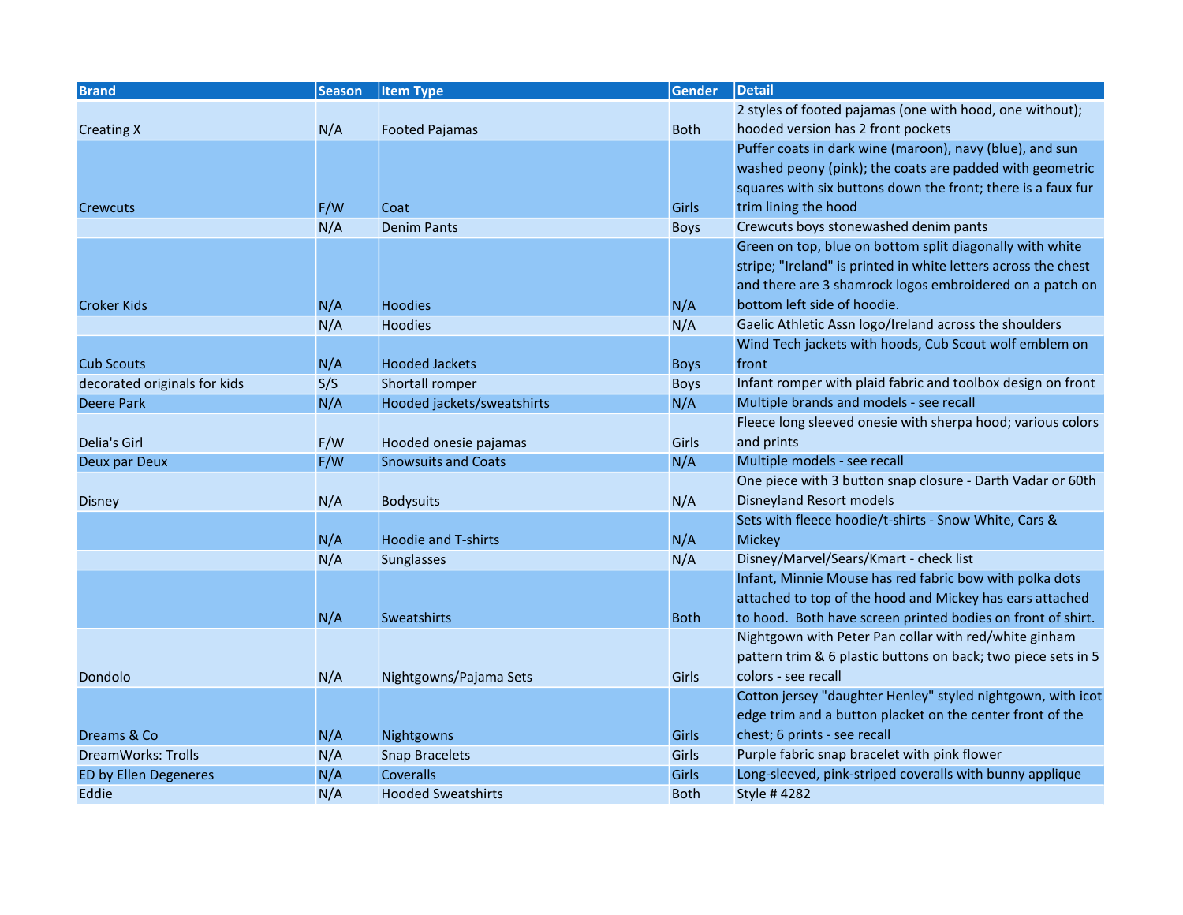| Brand | Season | Item Type | Gender | Detail |
|---|---|---|---|---|
| Creating X | N/A | Footed Pajamas | Both | 2 styles of footed pajamas (one with hood, one without); hooded version has 2 front pockets |
| Crewcuts | F/W | Coat | Girls | Puffer coats in dark wine (maroon), navy (blue), and sun washed peony (pink); the coats are padded with geometric squares with six buttons down the front; there is a faux fur trim lining the hood |
| | N/A | Denim Pants | Boys | Crewcuts boys stonewashed denim pants |
| Croker Kids | N/A | Hoodies | N/A | Green on top, blue on bottom split diagonally with white stripe; "Ireland" is printed in white letters across the chest and there are 3 shamrock logos embroidered on a patch on bottom left side of hoodie. |
| | N/A | Hoodies | N/A | Gaelic Athletic Assn logo/Ireland across the shoulders |
| Cub Scouts | N/A | Hooded Jackets | Boys | Wind Tech jackets with hoods, Cub Scout wolf emblem on front |
| decorated originals for kids | S/S | Shortall romper | Boys | Infant romper with plaid fabric and toolbox design on front |
| Deere Park | N/A | Hooded jackets/sweatshirts | N/A | Multiple brands and models - see recall |
| Delia's Girl | F/W | Hooded onesie pajamas | Girls | Fleece long sleeved onesie with sherpa hood; various colors and prints |
| Deux par Deux | F/W | Snowsuits and Coats | N/A | Multiple models - see recall |
| Disney | N/A | Bodysuits | N/A | One piece with 3 button snap closure - Darth Vadar or 60th Disneyland Resort models |
| | N/A | Hoodie and T-shirts | N/A | Sets with fleece hoodie/t-shirts - Snow White, Cars & Mickey |
| | N/A | Sunglasses | N/A | Disney/Marvel/Sears/Kmart - check list |
| | N/A | Sweatshirts | Both | Infant, Minnie Mouse has red fabric bow with polka dots attached to top of the hood and Mickey has ears attached to hood. Both have screen printed bodies on front of shirt. |
| Dondolo | N/A | Nightgowns/Pajama Sets | Girls | Nightgown with Peter Pan collar with red/white ginham pattern trim & 6 plastic buttons on back; two piece sets in 5 colors - see recall |
| Dreams & Co | N/A | Nightgowns | Girls | Cotton jersey "daughter Henley" styled nightgown, with icot edge trim and a button placket on the center front of the chest; 6 prints - see recall |
| DreamWorks: Trolls | N/A | Snap Bracelets | Girls | Purple fabric snap bracelet with pink flower |
| ED by Ellen Degeneres | N/A | Coveralls | Girls | Long-sleeved, pink-striped coveralls with bunny applique |
| Eddie | N/A | Hooded Sweatshirts | Both | Style # 4282 |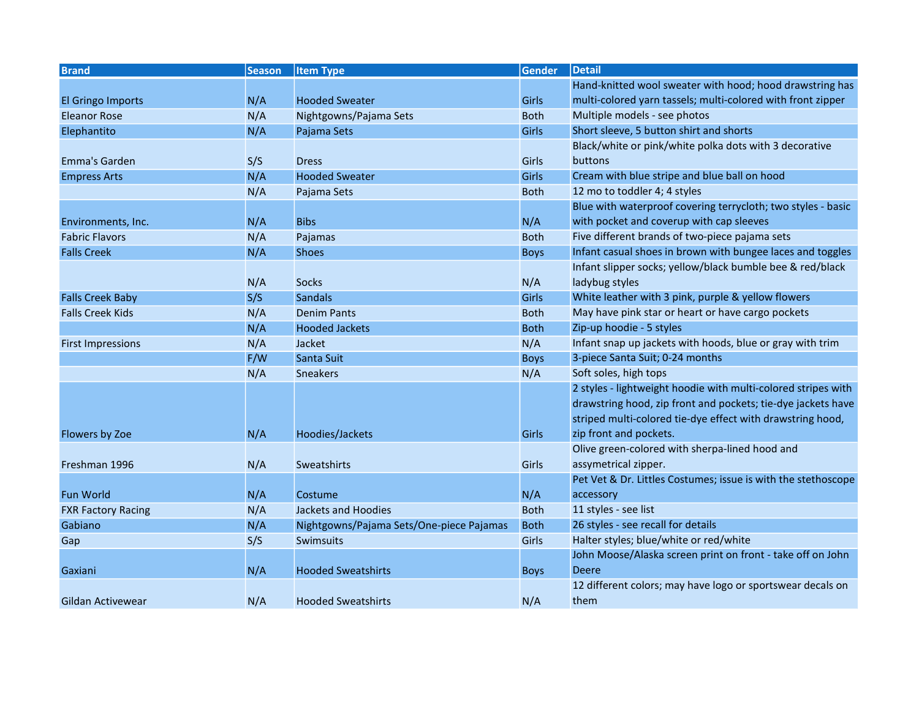| Brand | Season | Item Type | Gender | Detail |
|---|---|---|---|---|
| El Gringo Imports | N/A | Hooded Sweater | Girls | Hand-knitted wool sweater with hood; hood drawstring has multi-colored yarn tassels; multi-colored with front zipper |
| Eleanor Rose | N/A | Nightgowns/Pajama Sets | Both | Multiple models - see photos |
| Elephantito | N/A | Pajama Sets | Girls | Short sleeve, 5 button shirt and shorts |
| Emma's Garden | S/S | Dress | Girls | Black/white or pink/white polka dots with 3 decorative buttons |
| Empress Arts | N/A | Hooded Sweater | Girls | Cream with blue stripe and blue ball on hood |
| | N/A | Pajama Sets | Both | 12 mo to toddler 4; 4 styles |
| Environments, Inc. | N/A | Bibs | N/A | Blue with waterproof covering terrycloth; two styles - basic with pocket and coverup with cap sleeves |
| Fabric Flavors | N/A | Pajamas | Both | Five different brands of two-piece pajama sets |
| Falls Creek | N/A | Shoes | Boys | Infant casual shoes in brown with bungee laces and toggles |
| | N/A | Socks | N/A | Infant slipper socks; yellow/black bumble bee & red/black ladybug styles |
| Falls Creek Baby | S/S | Sandals | Girls | White leather with 3 pink, purple & yellow flowers |
| Falls Creek Kids | N/A | Denim Pants | Both | May have pink star or heart or have cargo pockets |
| | N/A | Hooded Jackets | Both | Zip-up hoodie - 5 styles |
| First Impressions | N/A | Jacket | N/A | Infant snap up jackets with hoods, blue or gray with trim |
| | F/W | Santa Suit | Boys | 3-piece Santa Suit; 0-24 months |
| | N/A | Sneakers | N/A | Soft soles, high tops |
| Flowers by Zoe | N/A | Hoodies/Jackets | Girls | 2 styles - lightweight hoodie with multi-colored stripes with drawstring hood, zip front and pockets; tie-dye jackets have striped multi-colored tie-dye effect with drawstring hood, zip front and pockets. |
| Freshman 1996 | N/A | Sweatshirts | Girls | Olive green-colored with sherpa-lined hood and assymetrical zipper. |
| Fun World | N/A | Costume | N/A | Pet Vet & Dr. Littles Costumes; issue is with the stethoscope accessory |
| FXR Factory Racing | N/A | Jackets and Hoodies | Both | 11 styles - see list |
| Gabiano | N/A | Nightgowns/Pajama Sets/One-piece Pajamas | Both | 26 styles - see recall for details |
| Gap | S/S | Swimsuits | Girls | Halter styles; blue/white or red/white |
| Gaxiani | N/A | Hooded Sweatshirts | Boys | John Moose/Alaska screen print on front - take off on John Deere |
| Gildan Activewear | N/A | Hooded Sweatshirts | N/A | 12 different colors; may have logo or sportswear decals on them |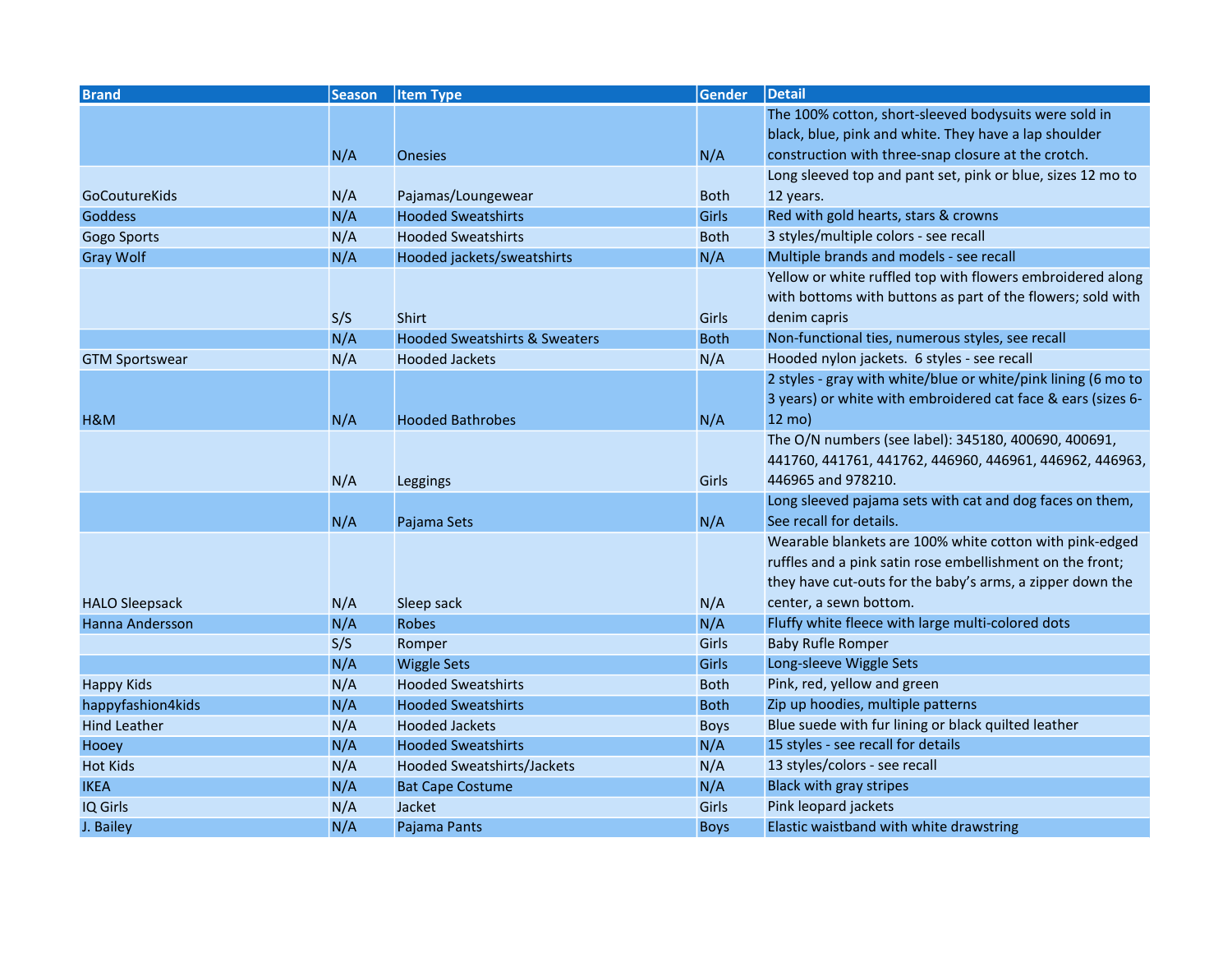| Brand | Season | Item Type | Gender | Detail |
|---|---|---|---|---|
| | N/A | Onesies | N/A | The 100% cotton, short-sleeved bodysuits were sold in black, blue, pink and white. They have a lap shoulder construction with three-snap closure at the crotch. |
| GoCoutureKids | N/A | Pajamas/Loungewear | Both | Long sleeved top and pant set, pink or blue, sizes 12 mo to 12 years. |
| Goddess | N/A | Hooded Sweatshirts | Girls | Red with gold hearts, stars & crowns |
| Gogo Sports | N/A | Hooded Sweatshirts | Both | 3 styles/multiple colors - see recall |
| Gray Wolf | N/A | Hooded jackets/sweatshirts | N/A | Multiple brands and models - see recall |
| | S/S | Shirt | Girls | Yellow or white ruffled top with flowers embroidered along with bottoms with buttons as part of the flowers; sold with denim capris |
| | N/A | Hooded Sweatshirts & Sweaters | Both | Non-functional ties, numerous styles, see recall |
| GTM Sportswear | N/A | Hooded Jackets | N/A | Hooded nylon jackets. 6 styles - see recall |
| H&M | N/A | Hooded Bathrobes | N/A | 2 styles - gray with white/blue or white/pink lining (6 mo to 3 years) or white with embroidered cat face & ears (sizes 6-12 mo) |
| | N/A | Leggings | Girls | The O/N numbers (see label): 345180, 400690, 400691, 441760, 441761, 441762, 446960, 446961, 446962, 446963, 446965 and 978210. |
| | N/A | Pajama Sets | N/A | Long sleeved pajama sets with cat and dog faces on them, See recall for details. |
| HALO Sleepsack | N/A | Sleep sack | N/A | Wearable blankets are 100% white cotton with pink-edged ruffles and a pink satin rose embellishment on the front; they have cut-outs for the baby's arms, a zipper down the center, a sewn bottom. |
| Hanna Andersson | N/A | Robes | N/A | Fluffy white fleece with large multi-colored dots |
| | S/S | Romper | Girls | Baby Rufle Romper |
| | N/A | Wiggle Sets | Girls | Long-sleeve Wiggle Sets |
| Happy Kids | N/A | Hooded Sweatshirts | Both | Pink, red, yellow and green |
| happyfashion4kids | N/A | Hooded Sweatshirts | Both | Zip up hoodies, multiple patterns |
| Hind Leather | N/A | Hooded Jackets | Boys | Blue suede with fur lining or black quilted leather |
| Hooey | N/A | Hooded Sweatshirts | N/A | 15 styles - see recall for details |
| Hot Kids | N/A | Hooded Sweatshirts/Jackets | N/A | 13 styles/colors - see recall |
| IKEA | N/A | Bat Cape Costume | N/A | Black with gray stripes |
| IQ Girls | N/A | Jacket | Girls | Pink leopard jackets |
| J. Bailey | N/A | Pajama Pants | Boys | Elastic waistband with white drawstring |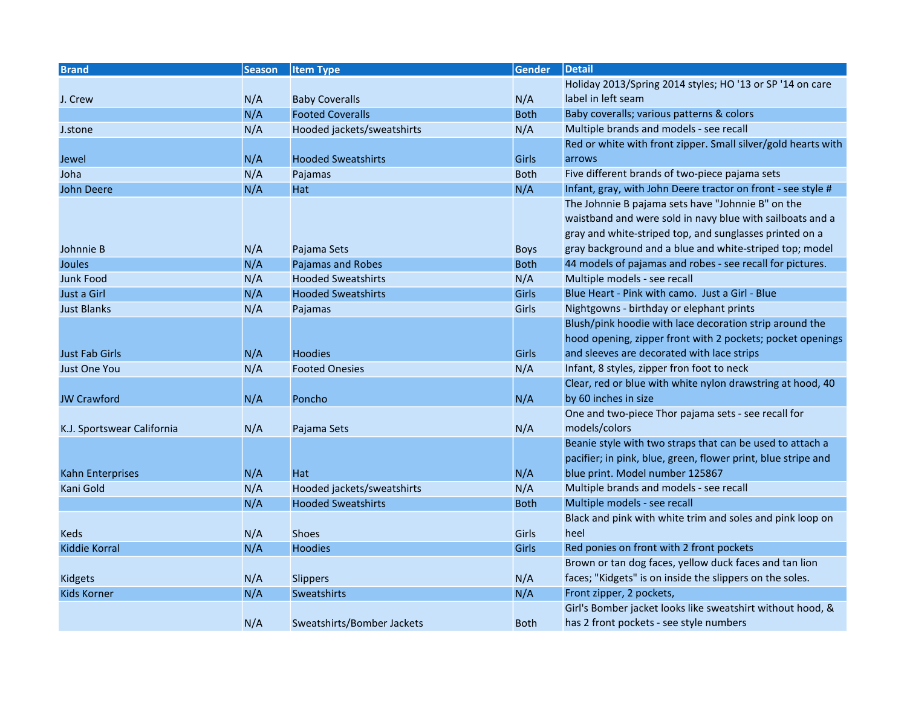| Brand | Season | Item Type | Gender | Detail |
|---|---|---|---|---|
| J. Crew | N/A | Baby Coveralls | N/A | Holiday 2013/Spring 2014 styles; HO '13 or SP '14 on care label in left seam |
| | N/A | Footed Coveralls | Both | Baby coveralls; various patterns & colors |
| J.stone | N/A | Hooded jackets/sweatshirts | N/A | Multiple brands and models - see recall |
| Jewel | N/A | Hooded Sweatshirts | Girls | Red or white with front zipper. Small silver/gold hearts with arrows |
| Joha | N/A | Pajamas | Both | Five different brands of two-piece pajama sets |
| John Deere | N/A | Hat | N/A | Infant, gray, with John Deere tractor on front - see style # |
| Johnnie B | N/A | Pajama Sets | Boys | The Johnnie B pajama sets have "Johnnie B" on the waistband and were sold in navy blue with sailboats and a gray and white-striped top, and sunglasses printed on a gray background and a blue and white-striped top; model |
| Joules | N/A | Pajamas and Robes | Both | 44 models of pajamas and robes - see recall for pictures. |
| Junk Food | N/A | Hooded Sweatshirts | N/A | Multiple models - see recall |
| Just a Girl | N/A | Hooded Sweatshirts | Girls | Blue Heart - Pink with camo. Just a Girl - Blue |
| Just Blanks | N/A | Pajamas | Girls | Nightgowns - birthday or elephant prints |
| Just Fab Girls | N/A | Hoodies | Girls | Blush/pink hoodie with lace decoration strip around the hood opening, zipper front with 2 pockets; pocket openings and sleeves are decorated with lace strips |
| Just One You | N/A | Footed Onesies | N/A | Infant, 8 styles, zipper fron foot to neck |
| JW Crawford | N/A | Poncho | N/A | Clear, red or blue with white nylon drawstring at hood, 40 by 60 inches in size |
| K.J. Sportswear California | N/A | Pajama Sets | N/A | One and two-piece Thor pajama sets - see recall for models/colors |
| Kahn Enterprises | N/A | Hat | N/A | Beanie style with two straps that can be used to attach a pacifier; in pink, blue, green, flower print, blue stripe and blue print. Model number 125867 |
| Kani Gold | N/A | Hooded jackets/sweatshirts | N/A | Multiple brands and models - see recall |
| | N/A | Hooded Sweatshirts | Both | Multiple models - see recall |
| Keds | N/A | Shoes | Girls | Black and pink with white trim and soles and pink loop on heel |
| Kiddie Korral | N/A | Hoodies | Girls | Red ponies on front with 2 front pockets |
| Kidgets | N/A | Slippers | N/A | Brown or tan dog faces, yellow duck faces and tan lion faces; "Kidgets" is on inside the slippers on the soles. |
| Kids Korner | N/A | Sweatshirts | N/A | Front zipper, 2 pockets, |
| | N/A | Sweatshirts/Bomber Jackets | Both | Girl's Bomber jacket looks like sweatshirt without hood, & has 2 front pockets - see style numbers |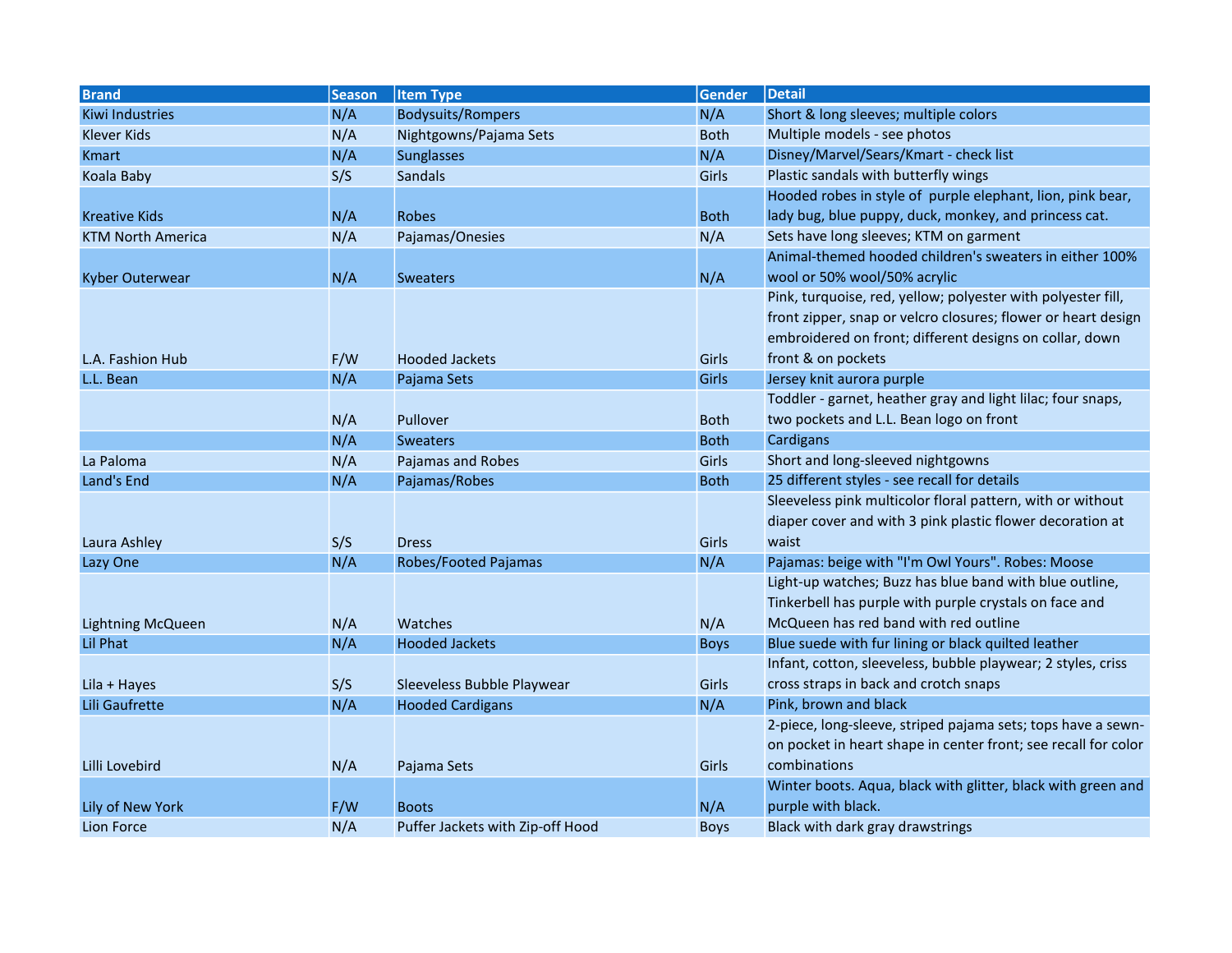| Brand | Season | Item Type | Gender | Detail |
|---|---|---|---|---|
| Kiwi Industries | N/A | Bodysuits/Rompers | N/A | Short & long sleeves; multiple colors |
| Klever Kids | N/A | Nightgowns/Pajama Sets | Both | Multiple models - see photos |
| Kmart | N/A | Sunglasses | N/A | Disney/Marvel/Sears/Kmart - check list |
| Koala Baby | S/S | Sandals | Girls | Plastic sandals with butterfly wings |
| Kreative Kids | N/A | Robes | Both | Hooded robes in style of purple elephant, lion, pink bear, lady bug, blue puppy, duck, monkey, and princess cat. |
| KTM North America | N/A | Pajamas/Onesies | N/A | Sets have long sleeves; KTM on garment |
| Kyber Outerwear | N/A | Sweaters | N/A | Animal-themed hooded children's sweaters in either 100% wool or 50% wool/50% acrylic |
| L.A. Fashion Hub | F/W | Hooded Jackets | Girls | Pink, turquoise, red, yellow; polyester with polyester fill, front zipper, snap or velcro closures; flower or heart design embroidered on front; different designs on collar, down front & on pockets |
| L.L. Bean | N/A | Pajama Sets | Girls | Jersey knit aurora purple |
| | N/A | Pullover | Both | Toddler - garnet, heather gray and light lilac; four snaps, two pockets and L.L. Bean logo on front |
| | N/A | Sweaters | Both | Cardigans |
| La Paloma | N/A | Pajamas and Robes | Girls | Short and long-sleeved nightgowns |
| Land's End | N/A | Pajamas/Robes | Both | 25 different styles - see recall for details |
| Laura Ashley | S/S | Dress | Girls | Sleeveless pink multicolor floral pattern, with or without diaper cover and with 3 pink plastic flower decoration at waist |
| Lazy One | N/A | Robes/Footed Pajamas | N/A | Pajamas: beige with "I'm Owl Yours". Robes: Moose |
| Lightning McQueen | N/A | Watches | N/A | Light-up watches; Buzz has blue band with blue outline, Tinkerbell has purple with purple crystals on face and McQueen has red band with red outline |
| Lil Phat | N/A | Hooded Jackets | Boys | Blue suede with fur lining or black quilted leather |
| Lila + Hayes | S/S | Sleeveless Bubble Playwear | Girls | Infant, cotton, sleeveless, bubble playwear; 2 styles, criss cross straps in back and crotch snaps |
| Lili Gaufrette | N/A | Hooded Cardigans | N/A | Pink, brown and black |
| Lilli Lovebird | N/A | Pajama Sets | Girls | 2-piece, long-sleeve, striped pajama sets; tops have a sewn-on pocket in heart shape in center front; see recall for color combinations |
| Lily of New York | F/W | Boots | N/A | Winter boots. Aqua, black with glitter, black with green and purple with black. |
| Lion Force | N/A | Puffer Jackets with Zip-off Hood | Boys | Black with dark gray drawstrings |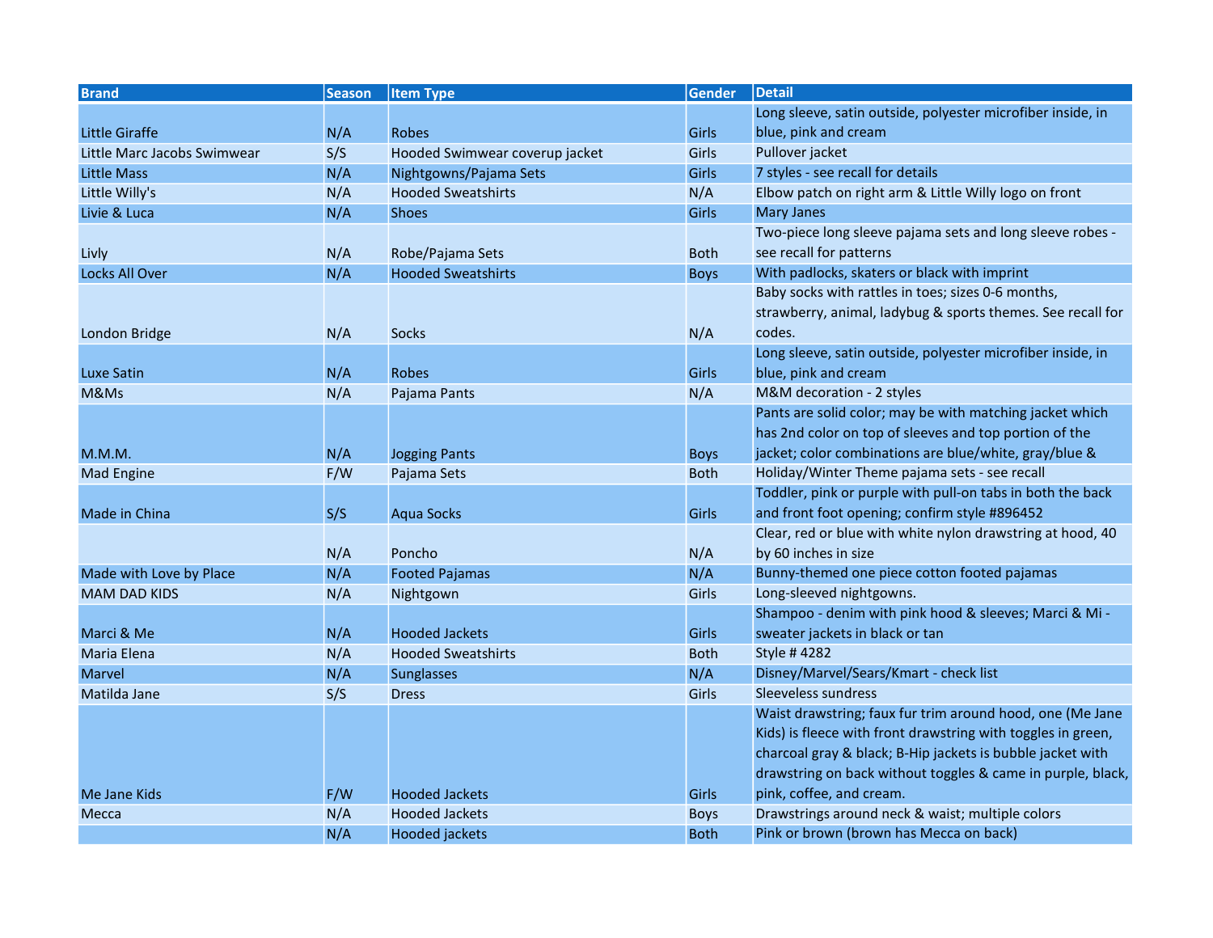| Brand | Season | Item Type | Gender | Detail |
|---|---|---|---|---|
| Little Giraffe | N/A | Robes | Girls | Long sleeve, satin outside, polyester microfiber inside, in blue, pink and cream |
| Little Marc Jacobs Swimwear | S/S | Hooded Swimwear coverup jacket | Girls | Pullover jacket |
| Little Mass | N/A | Nightgowns/Pajama Sets | Girls | 7 styles - see recall for details |
| Little Willy's | N/A | Hooded Sweatshirts | N/A | Elbow patch on right arm & Little Willy logo on front |
| Livie & Luca | N/A | Shoes | Girls | Mary Janes |
| Livly | N/A | Robe/Pajama Sets | Both | Two-piece long sleeve pajama sets and long sleeve robes - see recall for patterns |
| Locks All Over | N/A | Hooded Sweatshirts | Boys | With padlocks, skaters or black with imprint |
| London Bridge | N/A | Socks | N/A | Baby socks with rattles in toes; sizes 0-6 months, strawberry, animal, ladybug & sports themes. See recall for codes. |
| Luxe Satin | N/A | Robes | Girls | Long sleeve, satin outside, polyester microfiber inside, in blue, pink and cream |
| M&Ms | N/A | Pajama Pants | N/A | M&M decoration - 2 styles |
| M.M.M. | N/A | Jogging Pants | Boys | Pants are solid color; may be with matching jacket which has 2nd color on top of sleeves and top portion of the jacket; color combinations are blue/white, gray/blue & |
| Mad Engine | F/W | Pajama Sets | Both | Holiday/Winter Theme pajama sets - see recall |
| Made in China | S/S | Aqua Socks | Girls | Toddler, pink or purple with pull-on tabs in both the back and front foot opening; confirm style #896452 |
| | N/A | Poncho | N/A | Clear, red or blue with white nylon drawstring at hood, 40 by 60 inches in size |
| Made with Love by Place | N/A | Footed Pajamas | N/A | Bunny-themed one piece cotton footed pajamas |
| MAM DAD KIDS | N/A | Nightgown | Girls | Long-sleeved nightgowns. |
| Marci & Me | N/A | Hooded Jackets | Girls | Shampoo - denim with pink hood & sleeves; Marci & Mi - sweater jackets in black or tan |
| Maria Elena | N/A | Hooded Sweatshirts | Both | Style # 4282 |
| Marvel | N/A | Sunglasses | N/A | Disney/Marvel/Sears/Kmart - check list |
| Matilda Jane | S/S | Dress | Girls | Sleeveless sundress |
| Me Jane Kids | F/W | Hooded Jackets | Girls | Waist drawstring; faux fur trim around hood, one (Me Jane Kids) is fleece with front drawstring with toggles in green, charcoal gray & black; B-Hip jackets is bubble jacket with drawstring on back without toggles & came in purple, black, pink, coffee, and cream. |
| Mecca | N/A | Hooded Jackets | Boys | Drawstrings around neck & waist; multiple colors |
| | N/A | Hooded jackets | Both | Pink or brown (brown has Mecca on back) |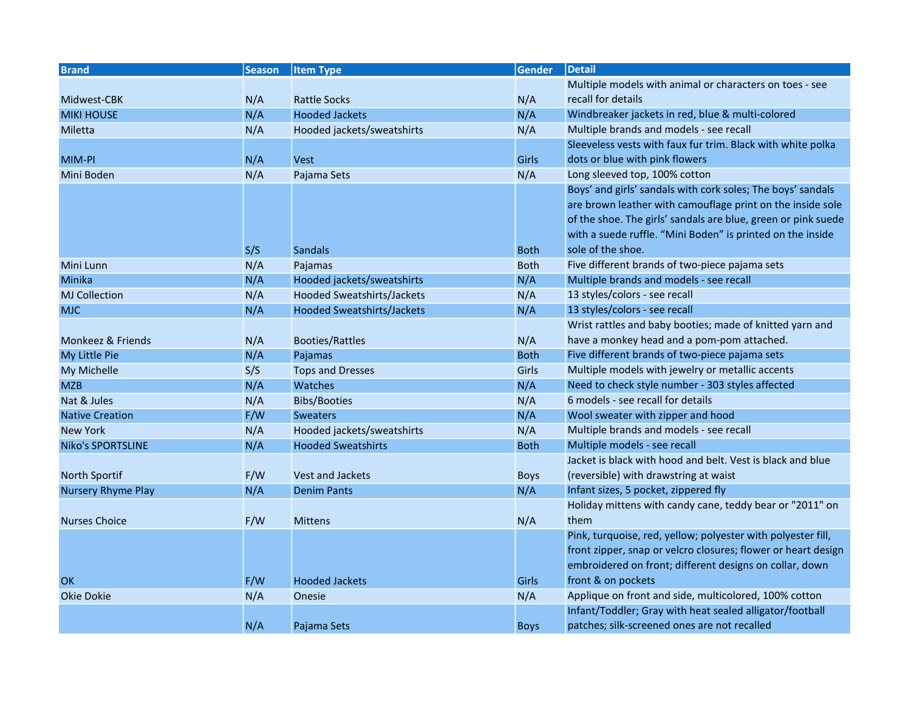| Brand | Season | Item Type | Gender | Detail |
| --- | --- | --- | --- | --- |
| Midwest-CBK | N/A | Rattle Socks | N/A | Multiple models with animal or characters on toes - see recall for details |
| MIKI HOUSE | N/A | Hooded Jackets | N/A | Windbreaker jackets in red, blue & multi-colored |
| Miletta | N/A | Hooded jackets/sweatshirts | N/A | Multiple brands and models - see recall |
| MIM-PI | N/A | Vest | Girls | Sleeveless vests with faux fur trim. Black with white polka dots or blue with pink flowers |
| Mini Boden | N/A | Pajama Sets | N/A | Long sleeved top, 100% cotton |
|  | S/S | Sandals | Both | Boys' and girls' sandals with cork soles; The boys' sandals are brown leather with camouflage print on the inside sole of the shoe. The girls' sandals are blue, green or pink suede with a suede ruffle. "Mini Boden" is printed on the inside sole of the shoe. |
| Mini Lunn | N/A | Pajamas | Both | Five different brands of two-piece pajama sets |
| Minika | N/A | Hooded jackets/sweatshirts | N/A | Multiple brands and models - see recall |
| MJ Collection | N/A | Hooded Sweatshirts/Jackets | N/A | 13 styles/colors - see recall |
| MJC | N/A | Hooded Sweatshirts/Jackets | N/A | 13 styles/colors - see recall |
| Monkeez & Friends | N/A | Booties/Rattles | N/A | Wrist rattles and baby booties; made of knitted yarn and have a monkey head and a pom-pom attached. |
| My Little Pie | N/A | Pajamas | Both | Five different brands of two-piece pajama sets |
| My Michelle | S/S | Tops and Dresses | Girls | Multiple models with jewelry or metallic accents |
| MZB | N/A | Watches | N/A | Need to check style number - 303 styles affected |
| Nat & Jules | N/A | Bibs/Booties | N/A | 6 models - see recall for details |
| Native Creation | F/W | Sweaters | N/A | Wool sweater with zipper and hood |
| New York | N/A | Hooded jackets/sweatshirts | N/A | Multiple brands and models - see recall |
| Niko's SPORTSLINE | N/A | Hooded Sweatshirts | Both | Multiple models - see recall |
| North Sportif | F/W | Vest and Jackets | Boys | Jacket is black with hood and belt. Vest is black and blue (reversible) with drawstring at waist |
| Nursery Rhyme Play | N/A | Denim Pants | N/A | Infant sizes, 5 pocket, zippered fly |
| Nurses Choice | F/W | Mittens | N/A | Holiday mittens with candy cane, teddy bear or "2011" on them |
| OK | F/W | Hooded Jackets | Girls | Pink, turquoise, red, yellow; polyester with polyester fill, front zipper, snap or velcro closures; flower or heart design embroidered on front; different designs on collar, down front & on pockets |
| Okie Dokie | N/A | Onesie | N/A | Applique on front and side, multicolored, 100% cotton |
|  | N/A | Pajama Sets | Boys | Infant/Toddler; Gray with heat sealed alligator/football patches; silk-screened ones are not recalled |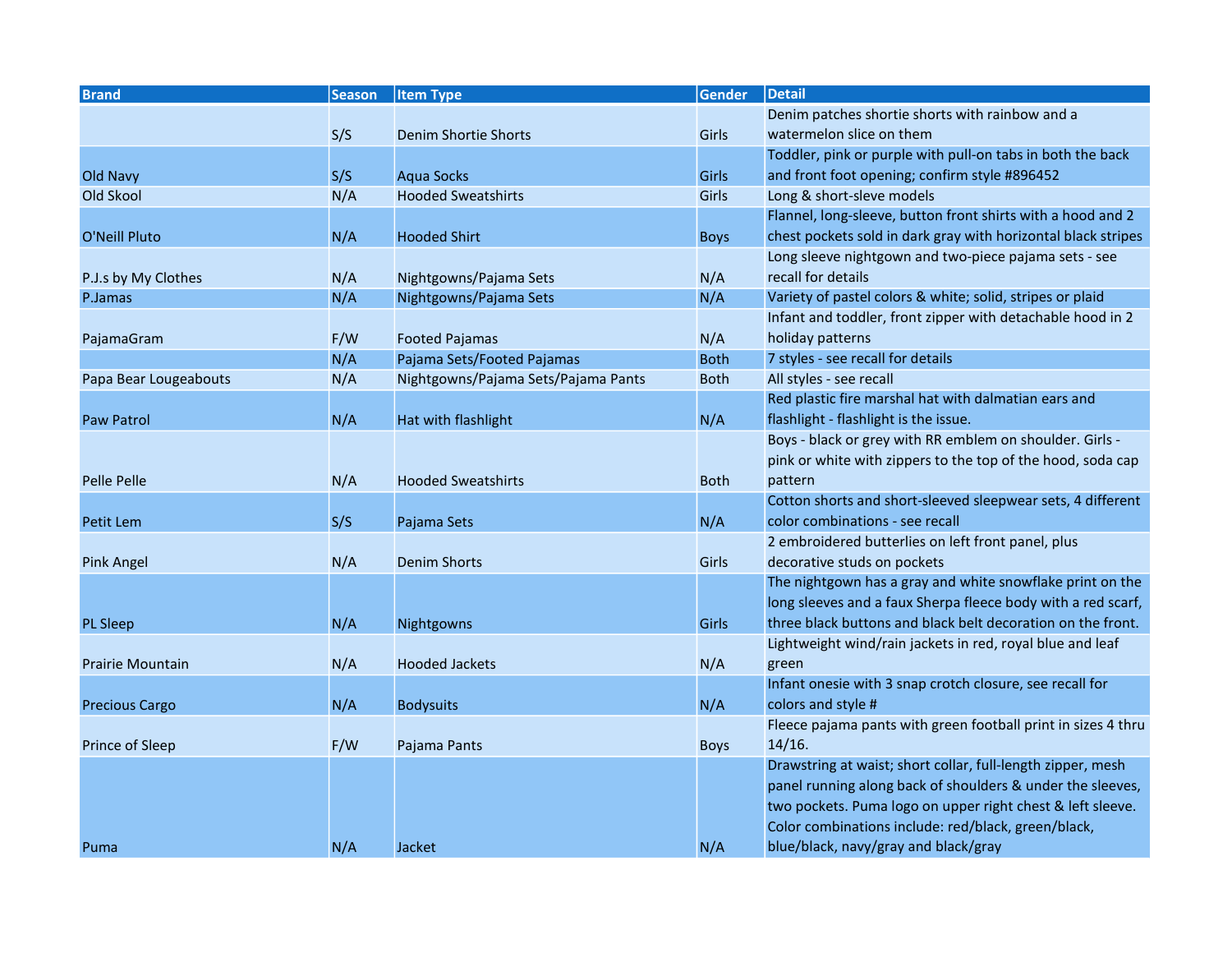| Brand | Season | Item Type | Gender | Detail |
|---|---|---|---|---|
| | S/S | Denim Shortie Shorts | Girls | Denim patches shortie shorts with rainbow and a watermelon slice on them |
| Old Navy | S/S | Aqua Socks | Girls | Toddler, pink or purple with pull-on tabs in both the back and front foot opening; confirm style #896452 |
| Old Skool | N/A | Hooded Sweatshirts | Girls | Long & short-sleve models |
| O'Neill Pluto | N/A | Hooded Shirt | Boys | Flannel, long-sleeve, button front shirts with a hood and 2 chest pockets sold in dark gray with horizontal black stripes |
| P.J.s by My Clothes | N/A | Nightgowns/Pajama Sets | N/A | Long sleeve nightgown and two-piece pajama sets - see recall for details |
| P.Jamas | N/A | Nightgowns/Pajama Sets | N/A | Variety of pastel colors & white; solid, stripes or plaid |
| PajamaGram | F/W | Footed Pajamas | N/A | Infant and toddler, front zipper with detachable hood in 2 holiday patterns |
| | N/A | Pajama Sets/Footed Pajamas | Both | 7 styles - see recall for details |
| Papa Bear Lougeabouts | N/A | Nightgowns/Pajama Sets/Pajama Pants | Both | All styles - see recall |
| Paw Patrol | N/A | Hat with flashlight | N/A | Red plastic fire marshal hat with dalmatian ears and flashlight - flashlight is the issue. |
| Pelle Pelle | N/A | Hooded Sweatshirts | Both | Boys - black or grey with RR emblem on shoulder. Girls - pink or white with zippers to the top of the hood, soda cap pattern |
| Petit Lem | S/S | Pajama Sets | N/A | Cotton shorts and short-sleeved sleepwear sets, 4 different color combinations - see recall |
| Pink Angel | N/A | Denim Shorts | Girls | 2 embroidered butterlies on left front panel, plus decorative studs on pockets |
| PL Sleep | N/A | Nightgowns | Girls | The nightgown has a gray and white snowflake print on the long sleeves and a faux Sherpa fleece body with a red scarf, three black buttons and black belt decoration on the front. |
| Prairie Mountain | N/A | Hooded Jackets | N/A | Lightweight wind/rain jackets in red, royal blue and leaf green |
| Precious Cargo | N/A | Bodysuits | N/A | Infant onesie with 3 snap crotch closure, see recall for colors and style # |
| Prince of Sleep | F/W | Pajama Pants | Boys | Fleece pajama pants with green football print in sizes 4 thru 14/16. |
| Puma | N/A | Jacket | N/A | Drawstring at waist; short collar, full-length zipper, mesh panel running along back of shoulders & under the sleeves, two pockets. Puma logo on upper right chest & left sleeve. Color combinations include: red/black, green/black, blue/black, navy/gray and black/gray |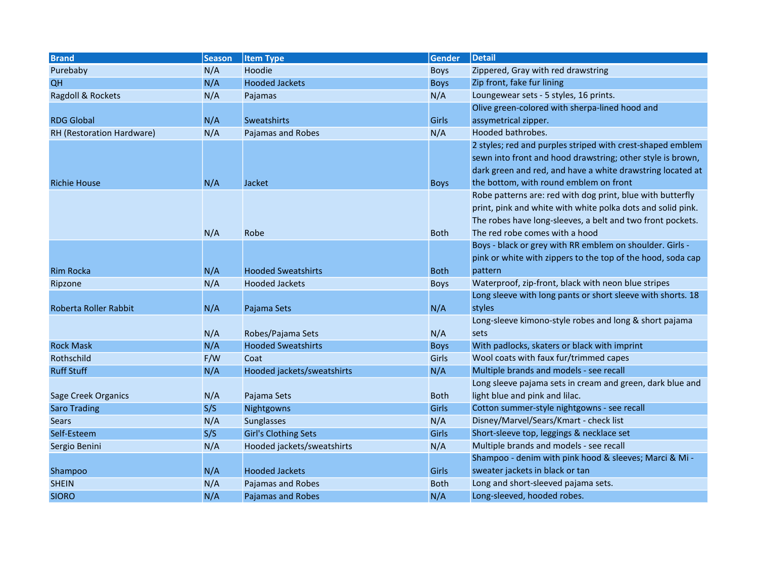| Brand | Season | Item Type | Gender | Detail |
|---|---|---|---|---|
| Purebaby | N/A | Hoodie | Boys | Zippered, Gray with red drawstring |
| QH | N/A | Hooded Jackets | Boys | Zip front, fake fur lining |
| Ragdoll & Rockets | N/A | Pajamas | N/A | Loungewear sets - 5 styles, 16 prints. |
| RDG Global | N/A | Sweatshirts | Girls | Olive green-colored with sherpa-lined hood and assymetrical zipper. |
| RH (Restoration Hardware) | N/A | Pajamas and Robes | N/A | Hooded bathrobes. |
| Richie House | N/A | Jacket | Boys | 2 styles; red and purples striped with crest-shaped emblem sewn into front and hood drawstring; other style is brown, dark green and red, and have a white drawstring located at the bottom, with round emblem on front |
| | N/A | Robe | Both | Robe patterns are: red with dog print, blue with butterfly print, pink and white with white polka dots and solid pink. The robes have long-sleeves, a belt and two front pockets. The red robe comes with a hood |
| Rim Rocka | N/A | Hooded Sweatshirts | Both | Boys - black or grey with RR emblem on shoulder. Girls - pink or white with zippers to the top of the hood, soda cap pattern |
| Ripzone | N/A | Hooded Jackets | Boys | Waterproof, zip-front, black with neon blue stripes |
| Roberta Roller Rabbit | N/A | Pajama Sets | N/A | Long sleeve with long pants or short sleeve with shorts. 18 styles |
| | N/A | Robes/Pajama Sets | N/A | Long-sleeve kimono-style robes and long & short pajama sets |
| Rock Mask | N/A | Hooded Sweatshirts | Boys | With padlocks, skaters or black with imprint |
| Rothschild | F/W | Coat | Girls | Wool coats with faux fur/trimmed capes |
| Ruff Stuff | N/A | Hooded jackets/sweatshirts | N/A | Multiple brands and models - see recall |
| Sage Creek Organics | N/A | Pajama Sets | Both | Long sleeve pajama sets in cream and green, dark blue and light blue and pink and lilac. |
| Saro Trading | S/S | Nightgowns | Girls | Cotton summer-style nightgowns - see recall |
| Sears | N/A | Sunglasses | N/A | Disney/Marvel/Sears/Kmart - check list |
| Self-Esteem | S/S | Girl's Clothing Sets | Girls | Short-sleeve top, leggings & necklace set |
| Sergio Benini | N/A | Hooded jackets/sweatshirts | N/A | Multiple brands and models - see recall |
| Shampoo | N/A | Hooded Jackets | Girls | Shampoo - denim with pink hood & sleeves; Marci & Mi - sweater jackets in black or tan |
| SHEIN | N/A | Pajamas and Robes | Both | Long and short-sleeved pajama sets. |
| SIORO | N/A | Pajamas and Robes | N/A | Long-sleeved, hooded robes. |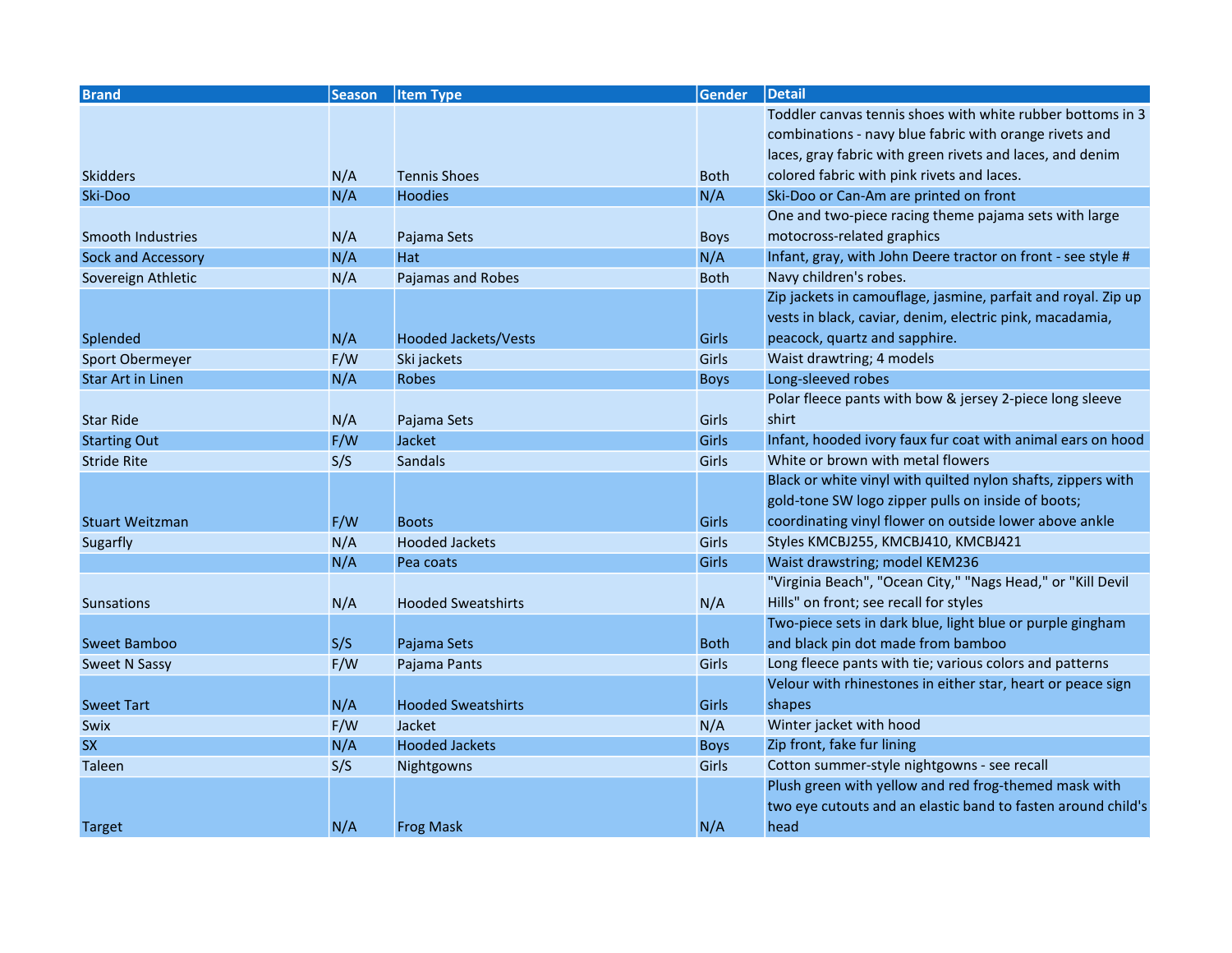| Brand | Season | Item Type | Gender | Detail |
| --- | --- | --- | --- | --- |
| Skidders | N/A | Tennis Shoes | Both | Toddler canvas tennis shoes with white rubber bottoms in 3 combinations - navy blue fabric with orange rivets and laces, gray fabric with green rivets and laces, and denim colored fabric with pink rivets and laces. |
| Ski-Doo | N/A | Hoodies | N/A | Ski-Doo or Can-Am are printed on front |
| Smooth Industries | N/A | Pajama Sets | Boys | One and two-piece racing theme pajama sets with large motocross-related graphics |
| Sock and Accessory | N/A | Hat | N/A | Infant, gray, with John Deere tractor on front - see style # |
| Sovereign Athletic | N/A | Pajamas and Robes | Both | Navy children's robes. |
| Splended | N/A | Hooded Jackets/Vests | Girls | Zip jackets in camouflage, jasmine, parfait and royal. Zip up vests in black, caviar, denim, electric pink, macadamia, peacock, quartz and sapphire. |
| Sport Obermeyer | F/W | Ski jackets | Girls | Waist drawtring; 4 models |
| Star Art in Linen | N/A | Robes | Boys | Long-sleeved robes |
| Star Ride | N/A | Pajama Sets | Girls | Polar fleece pants with bow & jersey 2-piece long sleeve shirt |
| Starting Out | F/W | Jacket | Girls | Infant, hooded ivory faux fur coat with animal ears on hood |
| Stride Rite | S/S | Sandals | Girls | White or brown with metal flowers |
| Stuart Weitzman | F/W | Boots | Girls | Black or white vinyl with quilted nylon shafts, zippers with gold-tone SW logo zipper pulls on inside of boots; coordinating vinyl flower on outside lower above ankle |
| Sugarfly | N/A | Hooded Jackets | Girls | Styles KMCBJ255, KMCBJ410, KMCBJ421 |
| | N/A | Pea coats | Girls | Waist drawstring; model KEM236 |
| Sunsations | N/A | Hooded Sweatshirts | N/A | "Virginia Beach", "Ocean City," "Nags Head," or "Kill Devil Hills" on front; see recall for styles |
| Sweet Bamboo | S/S | Pajama Sets | Both | Two-piece sets in dark blue, light blue or purple gingham and black pin dot made from bamboo |
| Sweet N Sassy | F/W | Pajama Pants | Girls | Long fleece pants with tie; various colors and patterns |
| Sweet Tart | N/A | Hooded Sweatshirts | Girls | Velour with rhinestones in either star, heart or peace sign shapes |
| Swix | F/W | Jacket | N/A | Winter jacket with hood |
| SX | N/A | Hooded Jackets | Boys | Zip front, fake fur lining |
| Taleen | S/S | Nightgowns | Girls | Cotton summer-style nightgowns - see recall |
| Target | N/A | Frog Mask | N/A | Plush green with yellow and red frog-themed mask with two eye cutouts and an elastic band to fasten around child's head |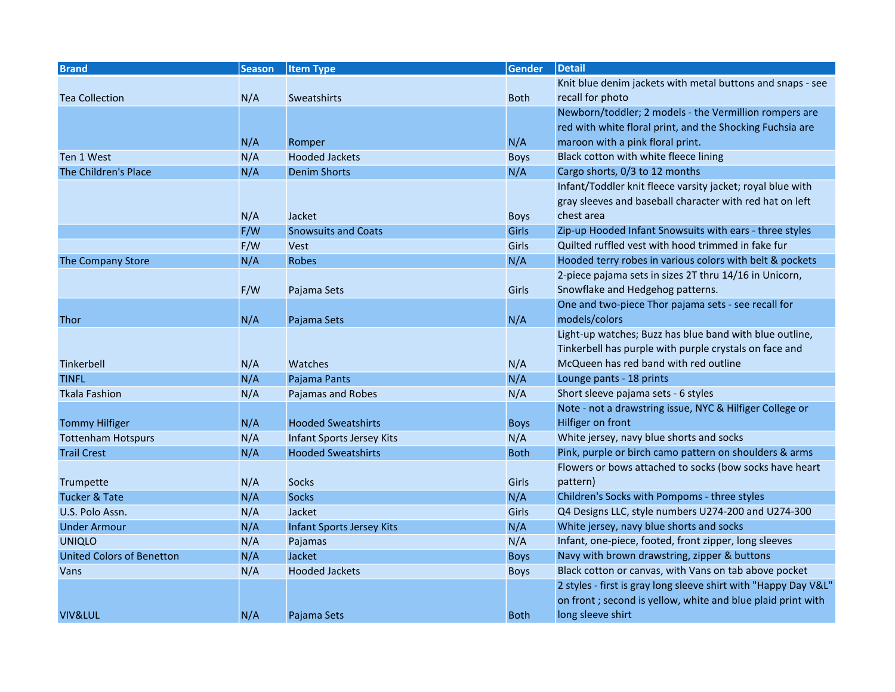| Brand | Season | Item Type | Gender | Detail |
|---|---|---|---|---|
| Tea Collection | N/A | Sweatshirts | Both | Knit blue denim jackets with metal buttons and snaps - see recall for photo |
| | N/A | Romper | N/A | Newborn/toddler; 2 models - the Vermillion rompers are red with white floral print, and the Shocking Fuchsia are maroon with a pink floral print. |
| Ten 1 West | N/A | Hooded Jackets | Boys | Black cotton with white fleece lining |
| The Children's Place | N/A | Denim Shorts | N/A | Cargo shorts, 0/3 to 12 months |
| | N/A | Jacket | Boys | Infant/Toddler knit fleece varsity jacket; royal blue with gray sleeves and baseball character with red hat on left chest area |
| | F/W | Snowsuits and Coats | Girls | Zip-up Hooded Infant Snowsuits with ears - three styles |
| | F/W | Vest | Girls | Quilted ruffled vest with hood trimmed in fake fur |
| The Company Store | N/A | Robes | N/A | Hooded terry robes in various colors with belt & pockets |
| | F/W | Pajama Sets | Girls | 2-piece pajama sets in sizes 2T thru 14/16 in Unicorn, Snowflake and Hedgehog patterns. |
| Thor | N/A | Pajama Sets | N/A | One and two-piece Thor pajama sets - see recall for models/colors |
| Tinkerbell | N/A | Watches | N/A | Light-up watches; Buzz has blue band with blue outline, Tinkerbell has purple with purple crystals on face and McQueen has red band with red outline |
| TINFL | N/A | Pajama Pants | N/A | Lounge pants - 18 prints |
| Tkala Fashion | N/A | Pajamas and Robes | N/A | Short sleeve pajama sets - 6 styles |
| Tommy Hilfiger | N/A | Hooded Sweatshirts | Boys | Note - not a drawstring issue, NYC & Hilfiger College or Hilfiger on front |
| Tottenham Hotspurs | N/A | Infant Sports Jersey Kits | N/A | White jersey, navy blue shorts and socks |
| Trail Crest | N/A | Hooded Sweatshirts | Both | Pink, purple or birch camo pattern on shoulders & arms |
| Trumpette | N/A | Socks | Girls | Flowers or bows attached to socks (bow socks have heart pattern) |
| Tucker & Tate | N/A | Socks | N/A | Children's Socks with Pompoms - three styles |
| U.S. Polo Assn. | N/A | Jacket | Girls | Q4 Designs LLC, style numbers U274-200 and U274-300 |
| Under Armour | N/A | Infant Sports Jersey Kits | N/A | White jersey, navy blue shorts and socks |
| UNIQLO | N/A | Pajamas | N/A | Infant, one-piece, footed, front zipper, long sleeves |
| United Colors of Benetton | N/A | Jacket | Boys | Navy with brown drawstring, zipper & buttons |
| Vans | N/A | Hooded Jackets | Boys | Black cotton or canvas, with Vans on tab above pocket |
| VIV&LUL | N/A | Pajama Sets | Both | 2 styles - first is gray long sleeve shirt with "Happy Day V&L" on front ; second is yellow, white and blue plaid print with long sleeve shirt |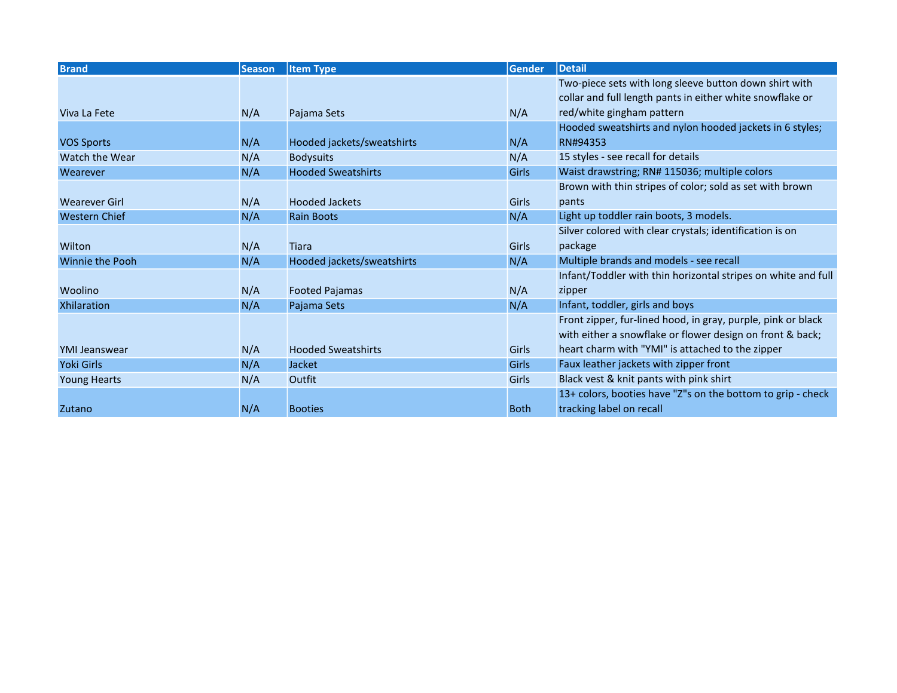| Brand | Season | Item Type | Gender | Detail |
|---|---|---|---|---|
| Viva La Fete | N/A | Pajama Sets | N/A | Two-piece sets with long sleeve button down shirt with collar and full length pants in either white snowflake or red/white gingham pattern |
| VOS Sports | N/A | Hooded jackets/sweatshirts | N/A | Hooded sweatshirts and nylon hooded jackets in 6 styles; RN#94353 |
| Watch the Wear | N/A | Bodysuits | N/A | 15 styles - see recall for details |
| Wearever | N/A | Hooded Sweatshirts | Girls | Waist drawstring; RN# 115036; multiple colors |
| Wearever Girl | N/A | Hooded Jackets | Girls | Brown with thin stripes of color; sold as set with brown pants |
| Western Chief | N/A | Rain Boots | N/A | Light up toddler rain boots, 3 models. |
| Wilton | N/A | Tiara | Girls | Silver colored with clear crystals; identification is on package |
| Winnie the Pooh | N/A | Hooded jackets/sweatshirts | N/A | Multiple brands and models - see recall |
| Woolino | N/A | Footed Pajamas | N/A | Infant/Toddler with thin horizontal stripes on white and full zipper |
| Xhilaration | N/A | Pajama Sets | N/A | Infant, toddler, girls and boys |
| YMI Jeanswear | N/A | Hooded Sweatshirts | Girls | Front zipper, fur-lined hood, in gray, purple, pink or black with either a snowflake or flower design on front & back; heart charm with "YMI" is attached to the zipper |
| Yoki Girls | N/A | Jacket | Girls | Faux leather jackets with zipper front |
| Young Hearts | N/A | Outfit | Girls | Black vest & knit pants with pink shirt |
| Zutano | N/A | Booties | Both | 13+ colors, booties have "Z"s on the bottom to grip - check tracking label on recall |